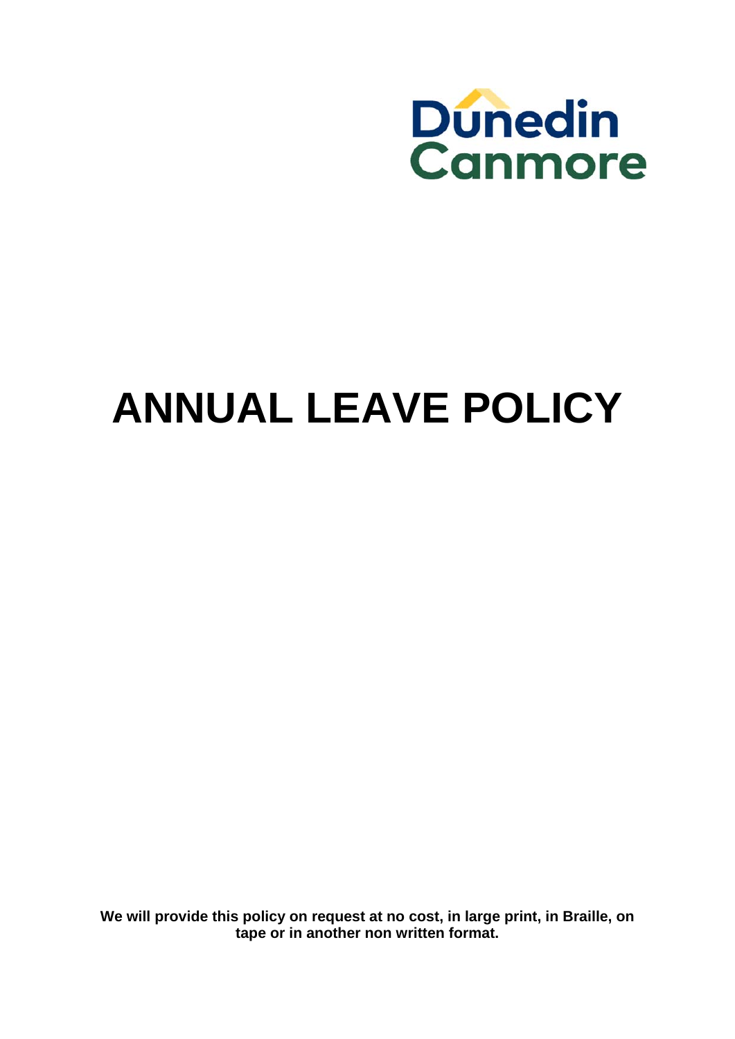Dunedin Canmore

# ANNUAL LEAVE POLICY

**We will provide this policy on request at no cost, in large print, in Braille, on tape or in another non written format.**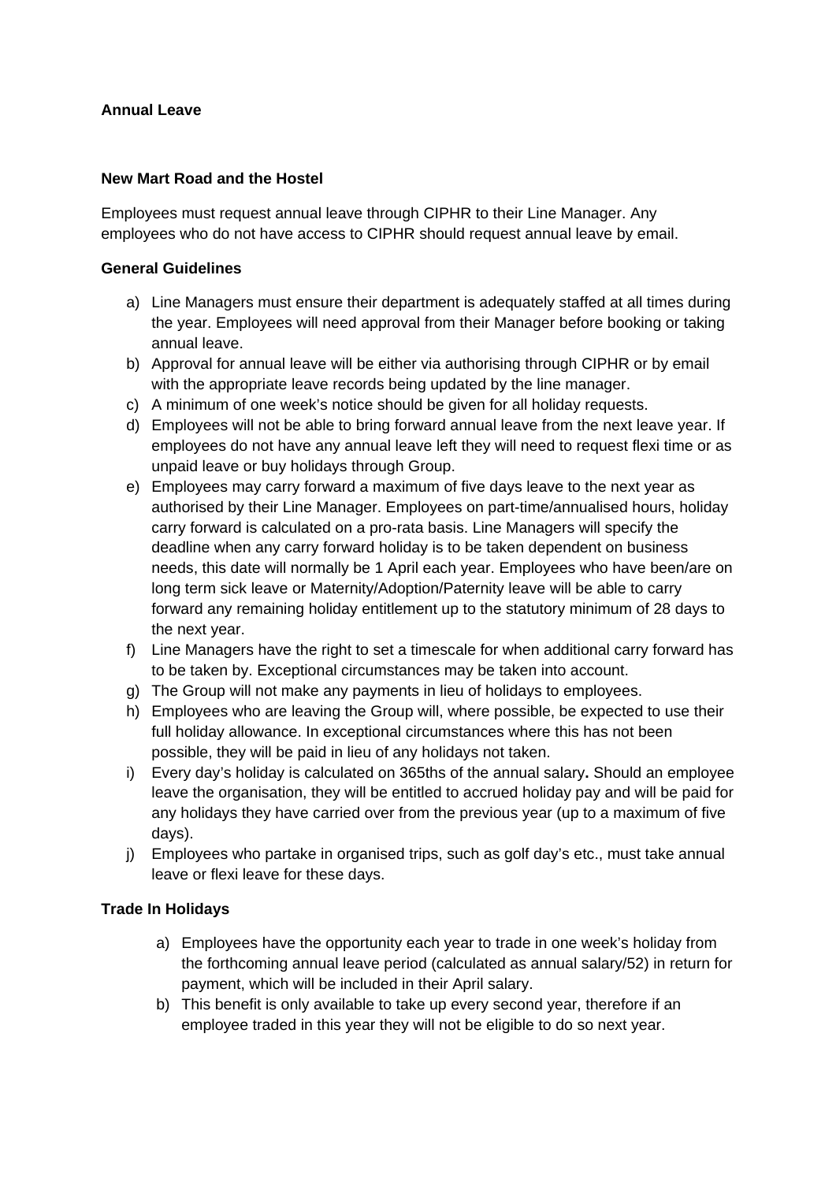**Annual Leave**

**New Mart Road and the Hostel**

Employees must request annual leave through CIPHR to their Line Manager. Any employees who do not have access to CIPHR should request annual leave by email.

**General Guidelines**

a) Line Managers must ensure their department is adequately staffed at all times during the year. Employees will need approval from their Manager before booking or taking annual leave.
b) Approval for annual leave will be either via authorising through CIPHR or by email with the appropriate leave records being updated by the line manager.
c) A minimum of one week's notice should be given for all holiday requests.
d) Employees will not be able to bring forward annual leave from the next leave year. If employees do not have any annual leave left they will need to request flexi time or as unpaid leave or buy holidays through Group.
e) Employees may carry forward a maximum of five days leave to the next year as authorised by their Line Manager. Employees on part-time/annualised hours, holiday carry forward is calculated on a pro-rata basis. Line Managers will specify the deadline when any carry forward holiday is to be taken dependent on business needs, this date will normally be 1 April each year. Employees who have been/are on long term sick leave or Maternity/Adoption/Paternity leave will be able to carry forward any remaining holiday entitlement up to the statutory minimum of 28 days to the next year.
f) Line Managers have the right to set a timescale for when additional carry forward has to be taken by. Exceptional circumstances may be taken into account.
g) The Group will not make any payments in lieu of holidays to employees.
h) Employees who are leaving the Group will, where possible, be expected to use their full holiday allowance. In exceptional circumstances where this has not been possible, they will be paid in lieu of any holidays not taken.
i) Every day's holiday is calculated on 365ths of the annual salary**.** Should an employee leave the organisation, they will be entitled to accrued holiday pay and will be paid for any holidays they have carried over from the previous year (up to a maximum of five days).
j) Employees who partake in organised trips, such as golf day's etc., must take annual leave or flexi leave for these days.

**Trade In Holidays**

a) Employees have the opportunity each year to trade in one week's holiday from the forthcoming annual leave period (calculated as annual salary/52) in return for payment, which will be included in their April salary.
b) This benefit is only available to take up every second year, therefore if an employee traded in this year they will not be eligible to do so next year.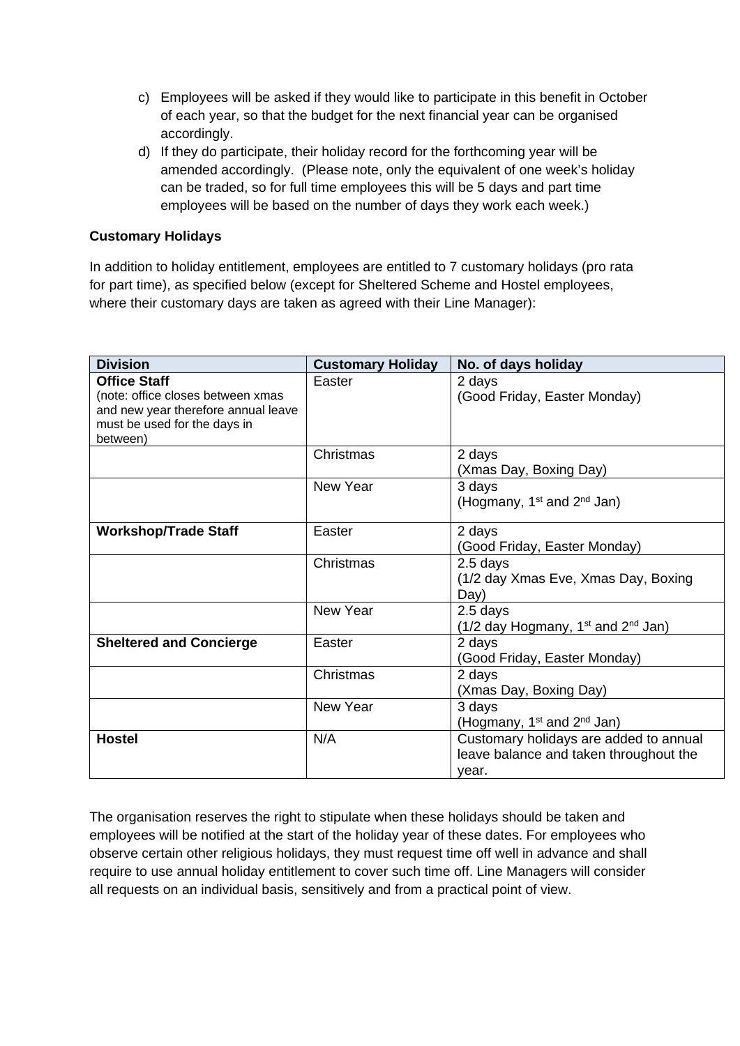c) Employees will be asked if they would like to participate in this benefit in October of each year, so that the budget for the next financial year can be organised accordingly.
d) If they do participate, their holiday record for the forthcoming year will be amended accordingly. (Please note, only the equivalent of one week's holiday can be traded, so for full time employees this will be 5 days and part time employees will be based on the number of days they work each week.)

**Customary Holidays**

In addition to holiday entitlement, employees are entitled to 7 customary holidays (pro rata for part time), as specified below (except for Sheltered Scheme and Hostel employees, where their customary days are taken as agreed with their Line Manager):

| Division | Customary Holiday | No. of days holiday |
|---|---|---|
| **Office Staff** (note: office closes between xmas and new year therefore annual leave must be used for the days in between) | Easter | 2 days (Good Friday, Easter Monday) |
| | Christmas | 2 days (Xmas Day, Boxing Day) |
| | New Year | 3 days (Hogmany, 1st and 2nd Jan) |
| **Workshop/Trade Staff** | Easter | 2 days (Good Friday, Easter Monday) |
| | Christmas | 2.5 days (1/2 day Xmas Eve, Xmas Day, Boxing Day) |
| | New Year | 2.5 days (1/2 day Hogmany, 1st and 2nd Jan) |
| **Sheltered and Concierge** | Easter | 2 days (Good Friday, Easter Monday) |
| | Christmas | 2 days (Xmas Day, Boxing Day) |
| | New Year | 3 days (Hogmany, 1st and 2nd Jan) |
| **Hostel** | N/A | Customary holidays are added to annual leave balance and taken throughout the year. |

The organisation reserves the right to stipulate when these holidays should be taken and employees will be notified at the start of the holiday year of these dates. For employees who observe certain other religious holidays, they must request time off well in advance and shall require to use annual holiday entitlement to cover such time off. Line Managers will consider all requests on an individual basis, sensitively and from a practical point of view.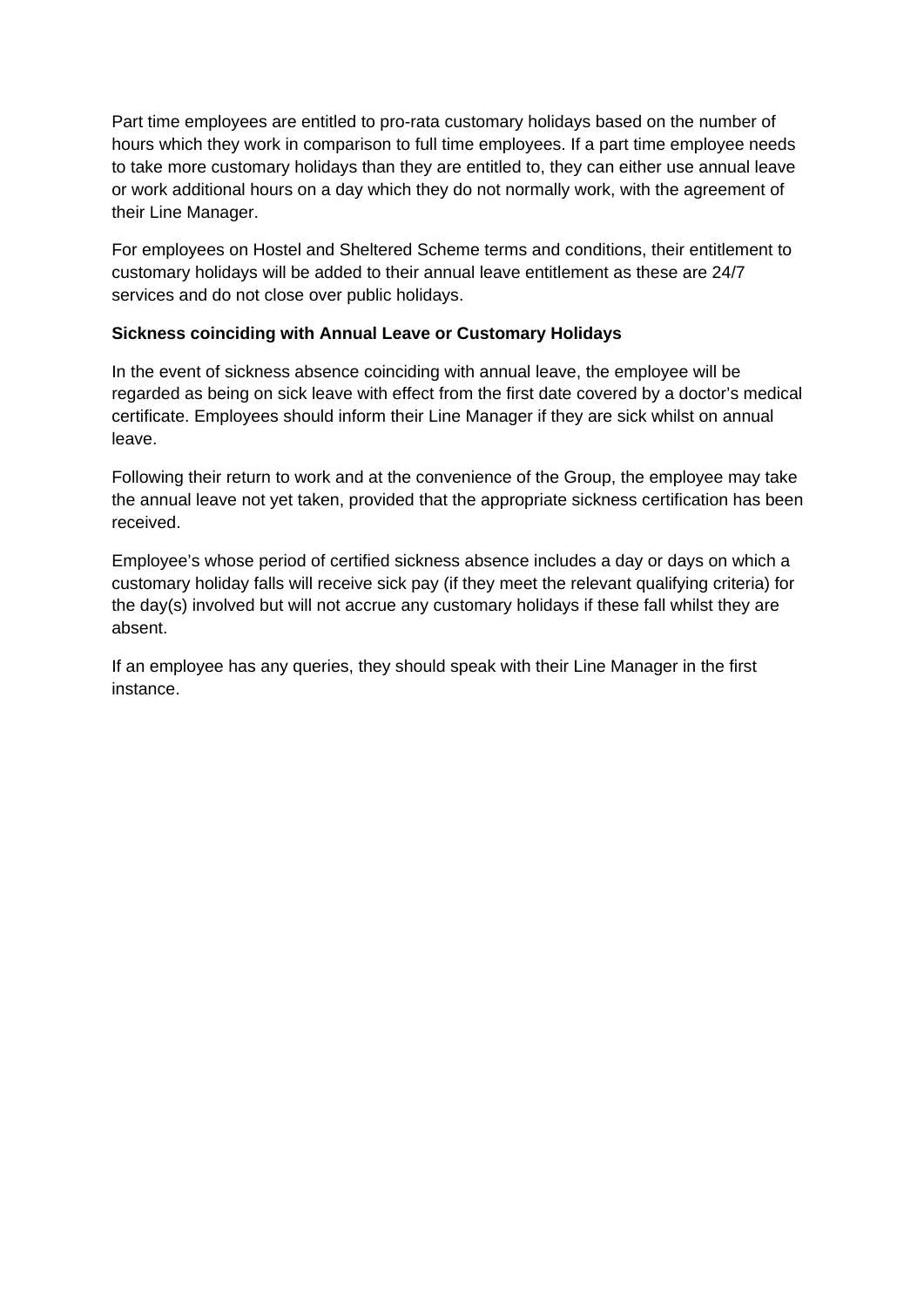Part time employees are entitled to pro-rata customary holidays based on the number of hours which they work in comparison to full time employees. If a part time employee needs to take more customary holidays than they are entitled to, they can either use annual leave or work additional hours on a day which they do not normally work, with the agreement of their Line Manager.

For employees on Hostel and Sheltered Scheme terms and conditions, their entitlement to customary holidays will be added to their annual leave entitlement as these are 24/7 services and do not close over public holidays.

**Sickness coinciding with Annual Leave or Customary Holidays**

In the event of sickness absence coinciding with annual leave, the employee will be regarded as being on sick leave with effect from the first date covered by a doctor's medical certificate. Employees should inform their Line Manager if they are sick whilst on annual leave.

Following their return to work and at the convenience of the Group, the employee may take the annual leave not yet taken, provided that the appropriate sickness certification has been received.

Employee's whose period of certified sickness absence includes a day or days on which a customary holiday falls will receive sick pay (if they meet the relevant qualifying criteria) for the day(s) involved but will not accrue any customary holidays if these fall whilst they are absent.

If an employee has any queries, they should speak with their Line Manager in the first instance.